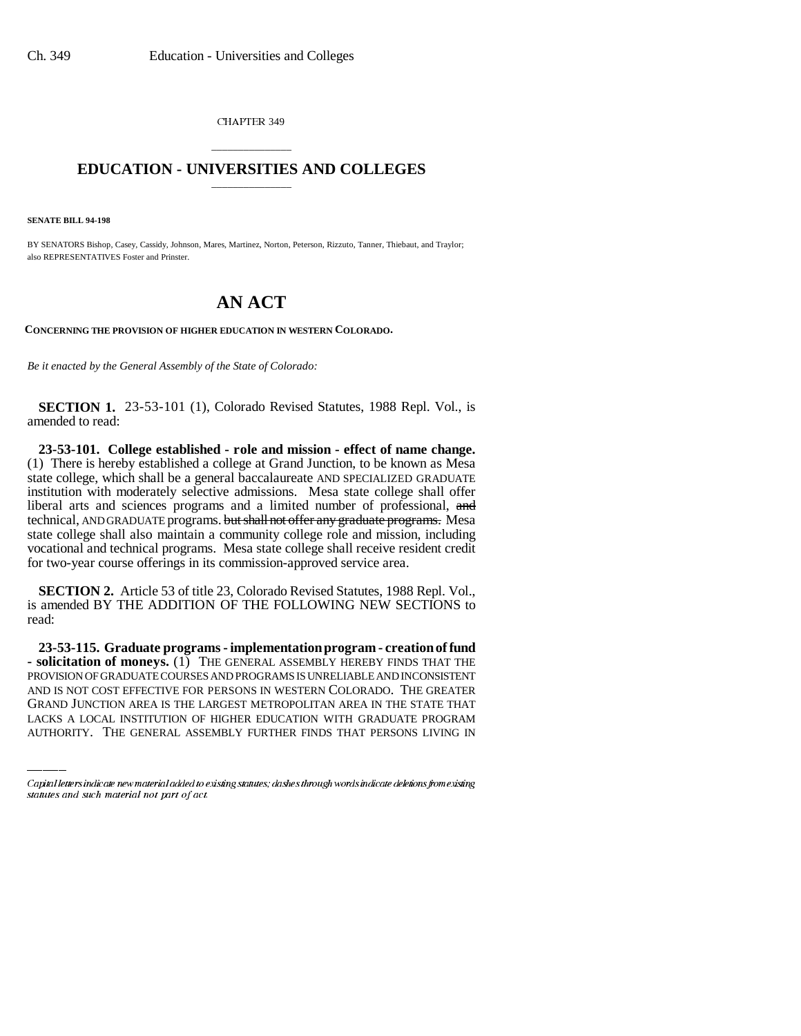CHAPTER 349

# EDUCATION - UNIVERSITIES AND COLLEGES

**SENATE BILL 94-198**

BY SENATORS Bishop, Casey, Cassidy, Johnson, Mares, Martinez, Norton, Peterson, Rizzuto, Tanner, Thiebaut, and Traylor; also REPRESENTATIVES Foster and Prinster.

# AN ACT

**CONCERNING THE PROVISION OF HIGHER EDUCATION IN WESTERN COLORADO.**

*Be it enacted by the General Assembly of the State of Colorado:*

**SECTION 1.** 23-53-101 (1), Colorado Revised Statutes, 1988 Repl. Vol., is amended to read:

**23-53-101. College established - role and mission - effect of name change.** (1) There is hereby established a college at Grand Junction, to be known as Mesa state college, which shall be a general baccalaureate AND SPECIALIZED GRADUATE institution with moderately selective admissions. Mesa state college shall offer liberal arts and sciences programs and a limited number of professional, ~~and~~ technical, AND GRADUATE programs. ~~but shall not offer any graduate programs.~~ Mesa state college shall also maintain a community college role and mission, including vocational and technical programs. Mesa state college shall receive resident credit for two-year course offerings in its commission-approved service area.

**SECTION 2.** Article 53 of title 23, Colorado Revised Statutes, 1988 Repl. Vol., is amended BY THE ADDITION OF THE FOLLOWING NEW SECTIONS to read:

**23-53-115. Graduate programs - implementation program - creation of fund - solicitation of moneys.** (1) THE GENERAL ASSEMBLY HEREBY FINDS THAT THE PROVISION OF GRADUATE COURSES AND PROGRAMS IS UNRELIABLE AND INCONSISTENT AND IS NOT COST EFFECTIVE FOR PERSONS IN WESTERN COLORADO. THE GREATER GRAND JUNCTION AREA IS THE LARGEST METROPOLITAN AREA IN THE STATE THAT LACKS A LOCAL INSTITUTION OF HIGHER EDUCATION WITH GRADUATE PROGRAM AUTHORITY. THE GENERAL ASSEMBLY FURTHER FINDS THAT PERSONS LIVING IN

Capital letters indicate new material added to existing statutes; dashes through words indicate deletions from existing statutes and such material not part of act.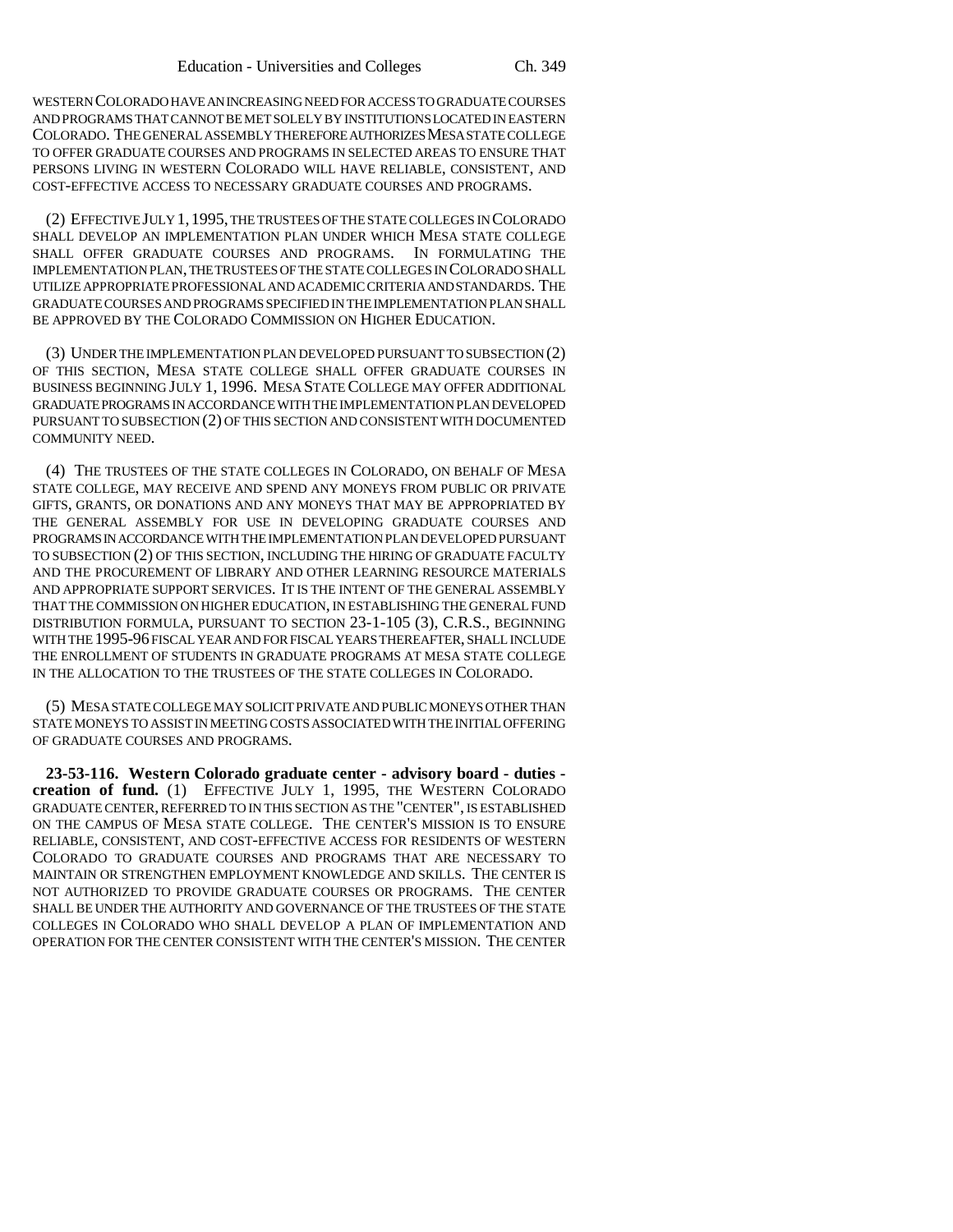WESTERN COLORADO HAVE AN INCREASING NEED FOR ACCESS TO GRADUATE COURSES AND PROGRAMS THAT CANNOT BE MET SOLELY BY INSTITUTIONS LOCATED IN EASTERN COLORADO. THE GENERAL ASSEMBLY THEREFORE AUTHORIZES MESA STATE COLLEGE TO OFFER GRADUATE COURSES AND PROGRAMS IN SELECTED AREAS TO ENSURE THAT PERSONS LIVING IN WESTERN COLORADO WILL HAVE RELIABLE, CONSISTENT, AND COST-EFFECTIVE ACCESS TO NECESSARY GRADUATE COURSES AND PROGRAMS.

(2) EFFECTIVE JULY 1, 1995, THE TRUSTEES OF THE STATE COLLEGES IN COLORADO SHALL DEVELOP AN IMPLEMENTATION PLAN UNDER WHICH MESA STATE COLLEGE SHALL OFFER GRADUATE COURSES AND PROGRAMS. IN FORMULATING THE IMPLEMENTATION PLAN, THE TRUSTEES OF THE STATE COLLEGES IN COLORADO SHALL UTILIZE APPROPRIATE PROFESSIONAL AND ACADEMIC CRITERIA AND STANDARDS. THE GRADUATE COURSES AND PROGRAMS SPECIFIED IN THE IMPLEMENTATION PLAN SHALL BE APPROVED BY THE COLORADO COMMISSION ON HIGHER EDUCATION.

(3) UNDER THE IMPLEMENTATION PLAN DEVELOPED PURSUANT TO SUBSECTION (2) OF THIS SECTION, MESA STATE COLLEGE SHALL OFFER GRADUATE COURSES IN BUSINESS BEGINNING JULY 1, 1996. MESA STATE COLLEGE MAY OFFER ADDITIONAL GRADUATE PROGRAMS IN ACCORDANCE WITH THE IMPLEMENTATION PLAN DEVELOPED PURSUANT TO SUBSECTION (2) OF THIS SECTION AND CONSISTENT WITH DOCUMENTED COMMUNITY NEED.

(4) THE TRUSTEES OF THE STATE COLLEGES IN COLORADO, ON BEHALF OF MESA STATE COLLEGE, MAY RECEIVE AND SPEND ANY MONEYS FROM PUBLIC OR PRIVATE GIFTS, GRANTS, OR DONATIONS AND ANY MONEYS THAT MAY BE APPROPRIATED BY THE GENERAL ASSEMBLY FOR USE IN DEVELOPING GRADUATE COURSES AND PROGRAMS IN ACCORDANCE WITH THE IMPLEMENTATION PLAN DEVELOPED PURSUANT TO SUBSECTION (2) OF THIS SECTION, INCLUDING THE HIRING OF GRADUATE FACULTY AND THE PROCUREMENT OF LIBRARY AND OTHER LEARNING RESOURCE MATERIALS AND APPROPRIATE SUPPORT SERVICES. IT IS THE INTENT OF THE GENERAL ASSEMBLY THAT THE COMMISSION ON HIGHER EDUCATION, IN ESTABLISHING THE GENERAL FUND DISTRIBUTION FORMULA, PURSUANT TO SECTION 23-1-105 (3), C.R.S., BEGINNING WITH THE 1995-96 FISCAL YEAR AND FOR FISCAL YEARS THEREAFTER, SHALL INCLUDE THE ENROLLMENT OF STUDENTS IN GRADUATE PROGRAMS AT MESA STATE COLLEGE IN THE ALLOCATION TO THE TRUSTEES OF THE STATE COLLEGES IN COLORADO.

(5) MESA STATE COLLEGE MAY SOLICIT PRIVATE AND PUBLIC MONEYS OTHER THAN STATE MONEYS TO ASSIST IN MEETING COSTS ASSOCIATED WITH THE INITIAL OFFERING OF GRADUATE COURSES AND PROGRAMS.

**23-53-116. Western Colorado graduate center - advisory board - duties - creation of fund.** (1) EFFECTIVE JULY 1, 1995, THE WESTERN COLORADO GRADUATE CENTER, REFERRED TO IN THIS SECTION AS THE "CENTER", IS ESTABLISHED ON THE CAMPUS OF MESA STATE COLLEGE. THE CENTER'S MISSION IS TO ENSURE RELIABLE, CONSISTENT, AND COST-EFFECTIVE ACCESS FOR RESIDENTS OF WESTERN COLORADO TO GRADUATE COURSES AND PROGRAMS THAT ARE NECESSARY TO MAINTAIN OR STRENGTHEN EMPLOYMENT KNOWLEDGE AND SKILLS. THE CENTER IS NOT AUTHORIZED TO PROVIDE GRADUATE COURSES OR PROGRAMS. THE CENTER SHALL BE UNDER THE AUTHORITY AND GOVERNANCE OF THE TRUSTEES OF THE STATE COLLEGES IN COLORADO WHO SHALL DEVELOP A PLAN OF IMPLEMENTATION AND OPERATION FOR THE CENTER CONSISTENT WITH THE CENTER'S MISSION. THE CENTER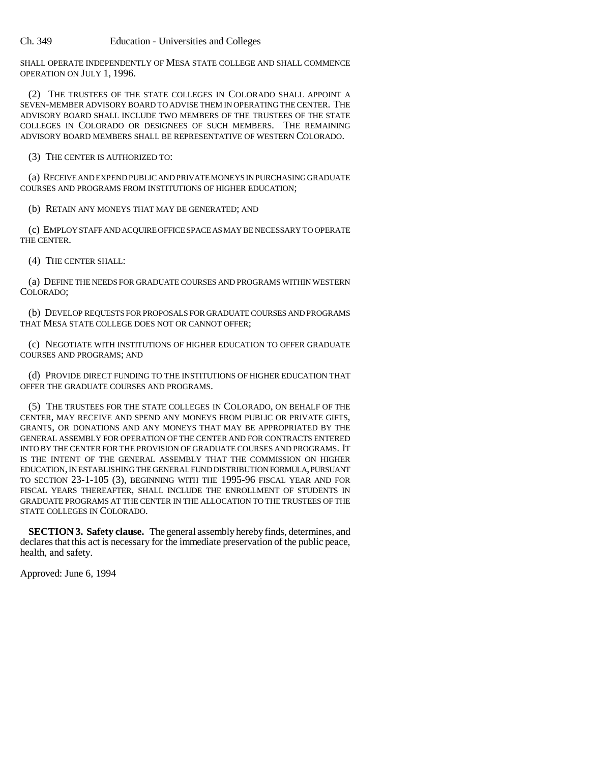SHALL OPERATE INDEPENDENTLY OF MESA STATE COLLEGE AND SHALL COMMENCE OPERATION ON JULY 1, 1996.

(2) THE TRUSTEES OF THE STATE COLLEGES IN COLORADO SHALL APPOINT A SEVEN-MEMBER ADVISORY BOARD TO ADVISE THEM IN OPERATING THE CENTER. THE ADVISORY BOARD SHALL INCLUDE TWO MEMBERS OF THE TRUSTEES OF THE STATE COLLEGES IN COLORADO OR DESIGNEES OF SUCH MEMBERS. THE REMAINING ADVISORY BOARD MEMBERS SHALL BE REPRESENTATIVE OF WESTERN COLORADO.

(3) THE CENTER IS AUTHORIZED TO:

(a) RECEIVE AND EXPEND PUBLIC AND PRIVATE MONEYS IN PURCHASING GRADUATE COURSES AND PROGRAMS FROM INSTITUTIONS OF HIGHER EDUCATION;

(b) RETAIN ANY MONEYS THAT MAY BE GENERATED; AND

(c) EMPLOY STAFF AND ACQUIRE OFFICE SPACE AS MAY BE NECESSARY TO OPERATE THE CENTER.

(4) THE CENTER SHALL:

(a) DEFINE THE NEEDS FOR GRADUATE COURSES AND PROGRAMS WITHIN WESTERN COLORADO;

(b) DEVELOP REQUESTS FOR PROPOSALS FOR GRADUATE COURSES AND PROGRAMS THAT MESA STATE COLLEGE DOES NOT OR CANNOT OFFER;

(c) NEGOTIATE WITH INSTITUTIONS OF HIGHER EDUCATION TO OFFER GRADUATE COURSES AND PROGRAMS; AND

(d) PROVIDE DIRECT FUNDING TO THE INSTITUTIONS OF HIGHER EDUCATION THAT OFFER THE GRADUATE COURSES AND PROGRAMS.

(5) THE TRUSTEES FOR THE STATE COLLEGES IN COLORADO, ON BEHALF OF THE CENTER, MAY RECEIVE AND SPEND ANY MONEYS FROM PUBLIC OR PRIVATE GIFTS, GRANTS, OR DONATIONS AND ANY MONEYS THAT MAY BE APPROPRIATED BY THE GENERAL ASSEMBLY FOR OPERATION OF THE CENTER AND FOR CONTRACTS ENTERED INTO BY THE CENTER FOR THE PROVISION OF GRADUATE COURSES AND PROGRAMS. IT IS THE INTENT OF THE GENERAL ASSEMBLY THAT THE COMMISSION ON HIGHER EDUCATION, IN ESTABLISHING THE GENERAL FUND DISTRIBUTION FORMULA, PURSUANT TO SECTION 23-1-105 (3), BEGINNING WITH THE 1995-96 FISCAL YEAR AND FOR FISCAL YEARS THEREAFTER, SHALL INCLUDE THE ENROLLMENT OF STUDENTS IN GRADUATE PROGRAMS AT THE CENTER IN THE ALLOCATION TO THE TRUSTEES OF THE STATE COLLEGES IN COLORADO.

**SECTION 3. Safety clause.** The general assembly hereby finds, determines, and declares that this act is necessary for the immediate preservation of the public peace, health, and safety.

Approved: June 6, 1994